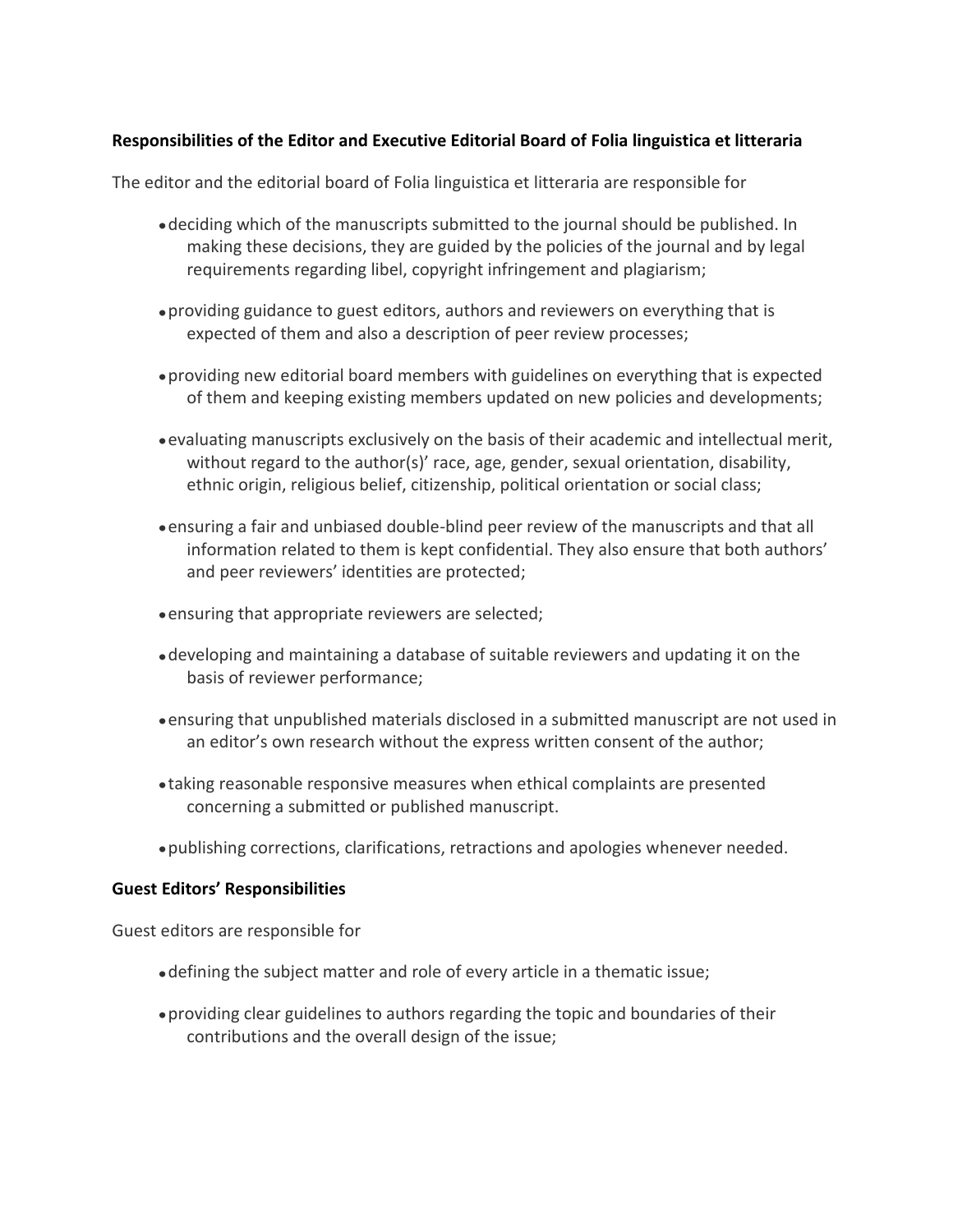**Responsibilities of the Editor and Executive Editorial Board of Folia linguistica et litteraria**

The editor and the editorial board of Folia linguistica et litteraria are responsible for

- deciding which of the manuscripts submitted to the journal should be published. In making these decisions, they are guided by the policies of the journal and by legal requirements regarding libel, copyright infringement and plagiarism;
- providing guidance to guest editors, authors and reviewers on everything that is expected of them and also a description of peer review processes;
- providing new editorial board members with guidelines on everything that is expected of them and keeping existing members updated on new policies and developments;
- evaluating manuscripts exclusively on the basis of their academic and intellectual merit, without regard to the author(s)' race, age, gender, sexual orientation, disability, ethnic origin, religious belief, citizenship, political orientation or social class;
- ensuring a fair and unbiased double-blind peer review of the manuscripts and that all information related to them is kept confidential. They also ensure that both authors' and peer reviewers' identities are protected;
- ensuring that appropriate reviewers are selected;
- developing and maintaining a database of suitable reviewers and updating it on the basis of reviewer performance;
- ensuring that unpublished materials disclosed in a submitted manuscript are not used in an editor's own research without the express written consent of the author;
- taking reasonable responsive measures when ethical complaints are presented concerning a submitted or published manuscript.
- publishing corrections, clarifications, retractions and apologies whenever needed.

**Guest Editors' Responsibilities**

Guest editors are responsible for

- defining the subject matter and role of every article in a thematic issue;
- providing clear guidelines to authors regarding the topic and boundaries of their contributions and the overall design of the issue;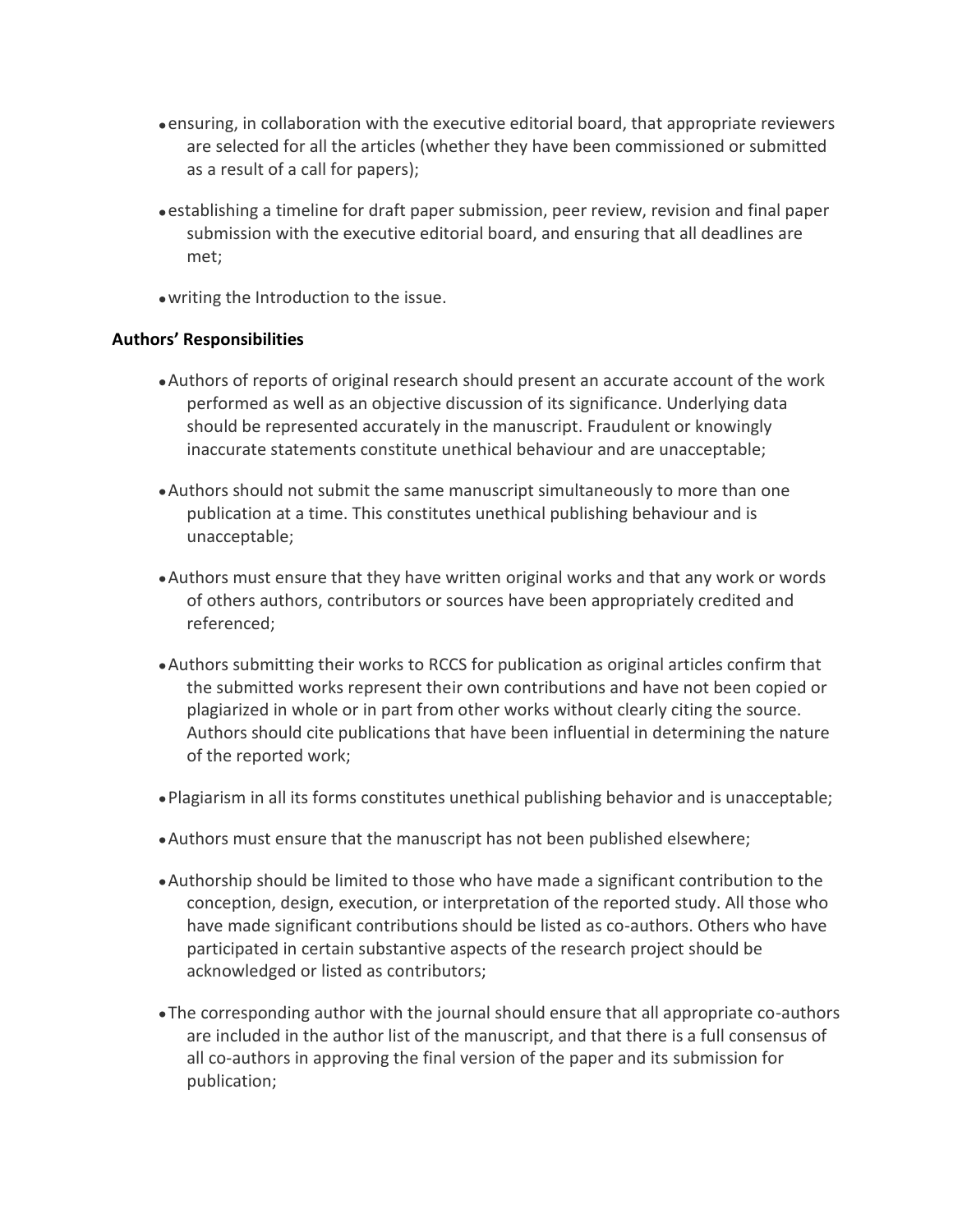- ensuring, in collaboration with the executive editorial board, that appropriate reviewers are selected for all the articles (whether they have been commissioned or submitted as a result of a call for papers);
- establishing a timeline for draft paper submission, peer review, revision and final paper submission with the executive editorial board, and ensuring that all deadlines are met;
- writing the Introduction to the issue.

**Authors' Responsibilities**

- Authors of reports of original research should present an accurate account of the work performed as well as an objective discussion of its significance. Underlying data should be represented accurately in the manuscript. Fraudulent or knowingly inaccurate statements constitute unethical behaviour and are unacceptable;
- Authors should not submit the same manuscript simultaneously to more than one publication at a time. This constitutes unethical publishing behaviour and is unacceptable;
- Authors must ensure that they have written original works and that any work or words of others authors, contributors or sources have been appropriately credited and referenced;
- Authors submitting their works to RCCS for publication as original articles confirm that the submitted works represent their own contributions and have not been copied or plagiarized in whole or in part from other works without clearly citing the source. Authors should cite publications that have been influential in determining the nature of the reported work;
- Plagiarism in all its forms constitutes unethical publishing behavior and is unacceptable;
- Authors must ensure that the manuscript has not been published elsewhere;
- Authorship should be limited to those who have made a significant contribution to the conception, design, execution, or interpretation of the reported study. All those who have made significant contributions should be listed as co-authors. Others who have participated in certain substantive aspects of the research project should be acknowledged or listed as contributors;
- The corresponding author with the journal should ensure that all appropriate co-authors are included in the author list of the manuscript, and that there is a full consensus of all co-authors in approving the final version of the paper and its submission for publication;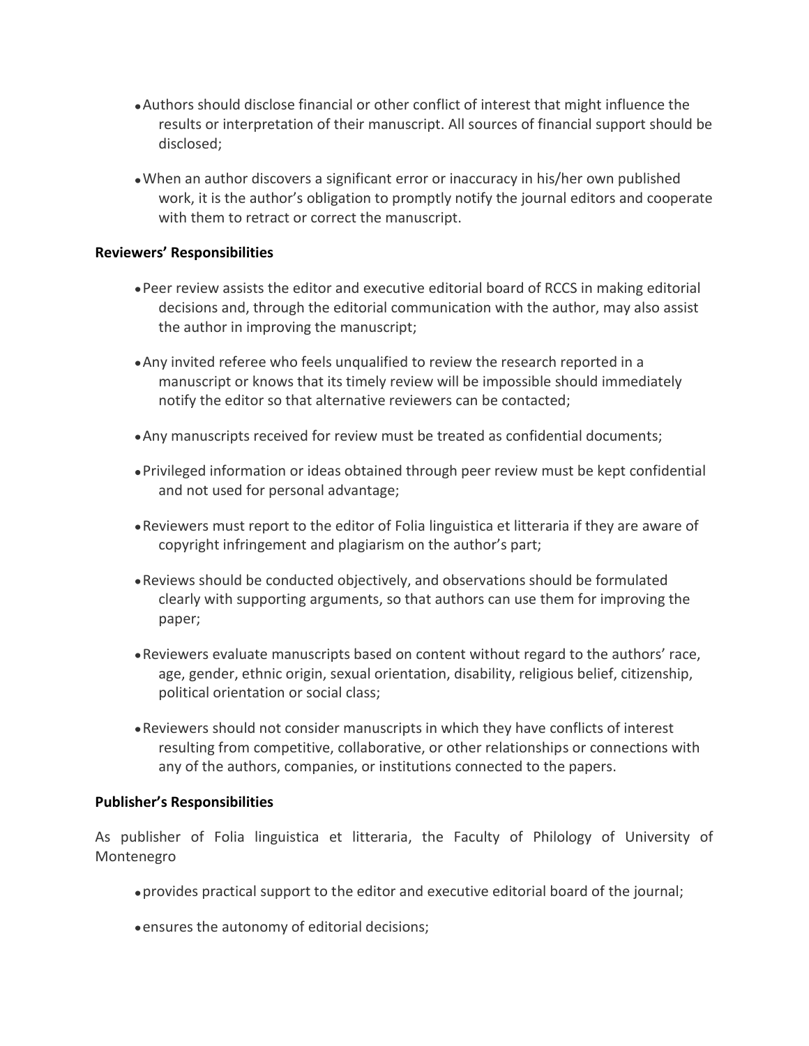- Authors should disclose financial or other conflict of interest that might influence the results or interpretation of their manuscript. All sources of financial support should be disclosed;
- When an author discovers a significant error or inaccuracy in his/her own published work, it is the author's obligation to promptly notify the journal editors and cooperate with them to retract or correct the manuscript.

**Reviewers' Responsibilities**

- Peer review assists the editor and executive editorial board of RCCS in making editorial decisions and, through the editorial communication with the author, may also assist the author in improving the manuscript;
- Any invited referee who feels unqualified to review the research reported in a manuscript or knows that its timely review will be impossible should immediately notify the editor so that alternative reviewers can be contacted;
- Any manuscripts received for review must be treated as confidential documents;
- Privileged information or ideas obtained through peer review must be kept confidential and not used for personal advantage;
- Reviewers must report to the editor of Folia linguistica et litteraria if they are aware of copyright infringement and plagiarism on the author's part;
- Reviews should be conducted objectively, and observations should be formulated clearly with supporting arguments, so that authors can use them for improving the paper;
- Reviewers evaluate manuscripts based on content without regard to the authors' race, age, gender, ethnic origin, sexual orientation, disability, religious belief, citizenship, political orientation or social class;
- Reviewers should not consider manuscripts in which they have conflicts of interest resulting from competitive, collaborative, or other relationships or connections with any of the authors, companies, or institutions connected to the papers.

**Publisher's Responsibilities**

As publisher of Folia linguistica et litteraria, the Faculty of Philology of University of Montenegro

- provides practical support to the editor and executive editorial board of the journal;
- ensures the autonomy of editorial decisions;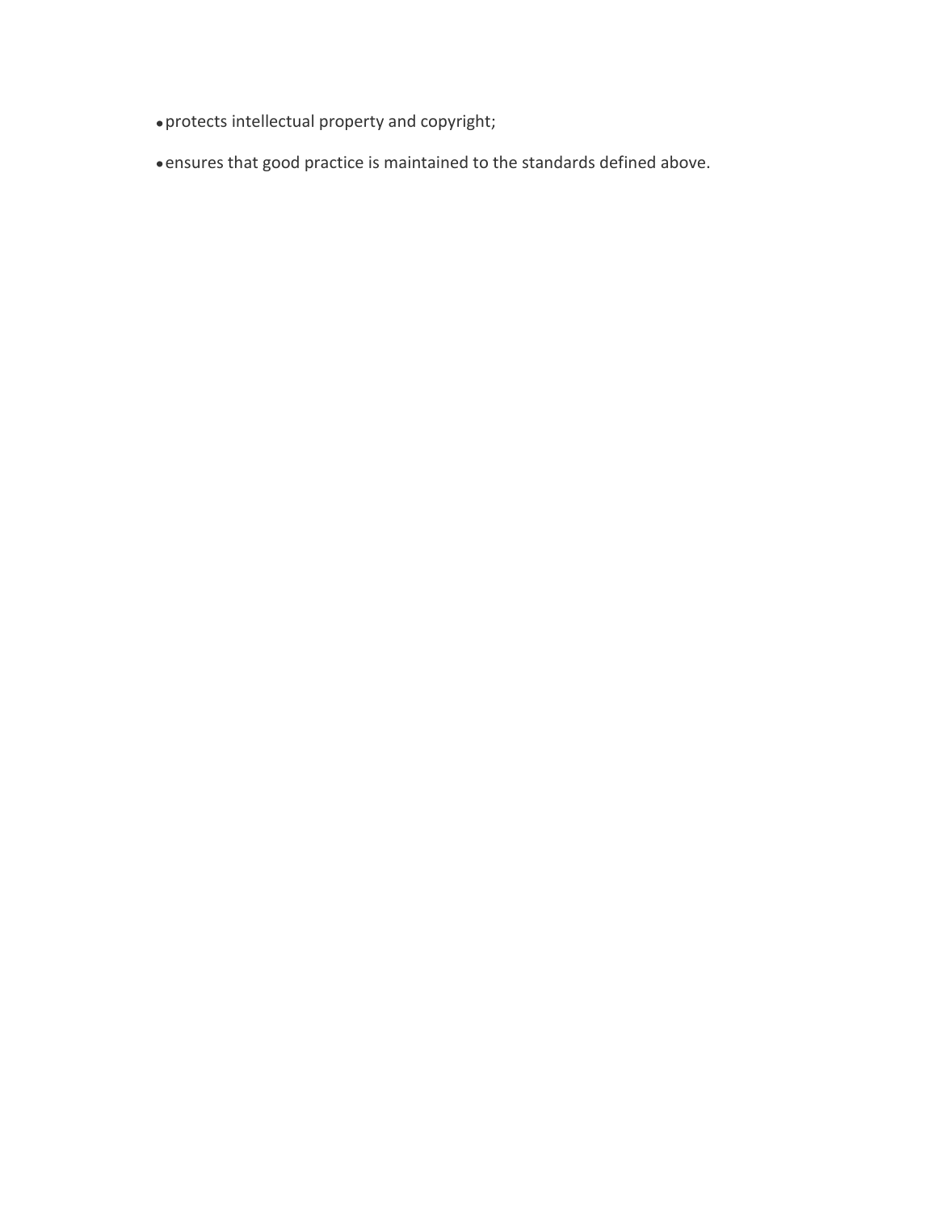- protects intellectual property and copyright;
- ensures that good practice is maintained to the standards defined above.